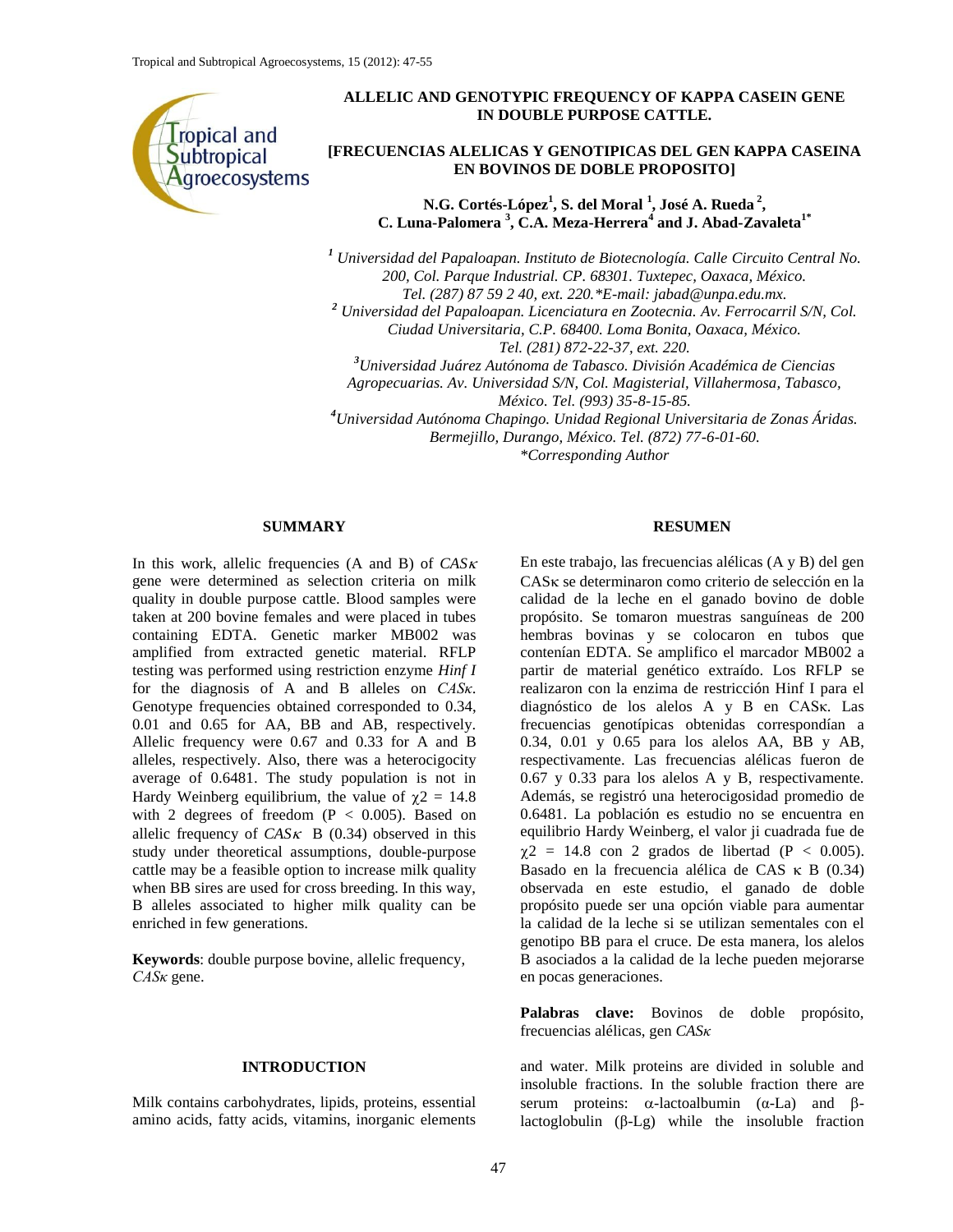# ALLELIC AND GENOTYPIC FREQUENCY OF KAPPA CASEIN GENE IN DOUBLE PURPOSE CATTLE.

## [FRECUENCIAS ALELICAS Y GENOTIPICAS DEL GEN KAPPA CASEINA EN BOVINOS DE DOBLE PROPOSITO]

**N.G. Cortés-López[1], S. del Moral [1], José A. Rueda [2], C. Luna-Palomera [3], C.A. Meza-Herrera[4] and J. Abad-Zavaleta[1*]**

*[1] Universidad del Papaloapan. Instituto de Biotecnología. Calle Circuito Central No. 200, Col. Parque Industrial. CP. 68301. Tuxtepec, Oaxaca, México. Tel. (287) 87 59 2 40, ext. 220.*E-mail: jabad@unpa.edu.mx.*

*[2] Universidad del Papaloapan. Licenciatura en Zootecnia. Av. Ferrocarril S/N, Col. Ciudad Universitaria, C.P. 68400. Loma Bonita, Oaxaca, México. Tel. (281) 872-22-37, ext. 220.*

*[3]Universidad Juárez Autónoma de Tabasco. División Académica de Ciencias Agropecuarias. Av. Universidad S/N, Col. Magisterial, Villahermosa, Tabasco, México. Tel. (993) 35-8-15-85.*

*[4]Universidad Autónoma Chapingo. Unidad Regional Universitaria de Zonas Áridas. Bermejillo, Durango, México. Tel. (872) 77-6-01-60.*

*\*Corresponding Author*

### SUMMARY

In this work, allelic frequencies (A and B) of *CASκ* gene were determined as selection criteria on milk quality in double purpose cattle. Blood samples were taken at 200 bovine females and were placed in tubes containing EDTA. Genetic marker MB002 was amplified from extracted genetic material. RFLP testing was performed using restriction enzyme *Hinf I* for the diagnosis of A and B alleles on *CASκ*. Genotype frequencies obtained corresponded to 0.34, 0.01 and 0.65 for AA, BB and AB, respectively. Allelic frequency were 0.67 and 0.33 for A and B alleles, respectively. Also, there was a heterocigocity average of 0.6481. The study population is not in Hardy Weinberg equilibrium, the value of $\chi 2$ = 14.8 with 2 degrees of freedom ($P < 0.005$). Based on allelic frequency of *CASκ* B (0.34) observed in this study under theoretical assumptions, double-purpose cattle may be a feasible option to increase milk quality when BB sires are used for cross breeding. In this way, B alleles associated to higher milk quality can be enriched in few generations.

**Keywords**: double purpose bovine, allelic frequency, *CASκ* gene.

### RESUMEN

En este trabajo, las frecuencias alélicas (A y B) del gen CASκ se determinaron como criterio de selección en la calidad de la leche en el ganado bovino de doble propósito. Se tomaron muestras sanguíneas de 200 hembras bovinas y se colocaron en tubos que contenían EDTA. Se amplifico el marcador MB002 a partir de material genético extraído. Los RFLP se realizaron con la enzima de restricción Hinf I para el diagnóstico de los alelos A y B en CASκ. Las frecuencias genotípicas obtenidas correspondían a 0.34, 0.01 y 0.65 para los alelos AA, BB y AB, respectivamente. Las frecuencias alélicas fueron de 0.67 y 0.33 para los alelos A y B, respectivamente. Además, se registró una heterocigosidad promedio de 0.6481. La población es estudio no se encuentra en equilibrio Hardy Weinberg, el valor ji cuadrada fue de $\chi 2$ = 14.8 con 2 grados de libertad ($P < 0.005$). Basado en la frecuencia alélica de CAS κ B (0.34) observada en este estudio, el ganado de doble propósito puede ser una opción viable para aumentar la calidad de la leche si se utilizan sementales con el genotipo BB para el cruce. De esta manera, los alelos B asociados a la calidad de la leche pueden mejorarse en pocas generaciones.

**Palabras clave:** Bovinos de doble propósito, frecuencias alélicas, gen *CASκ*

## INTRODUCTION

Milk contains carbohydrates, lipids, proteins, essential amino acids, fatty acids, vitamins, inorganic elements and water. Milk proteins are divided in soluble and insoluble fractions. In the soluble fraction there are serum proteins: α-lactoalbumin (α-La) and β-lactoglobulin (β-Lg) while the insoluble fraction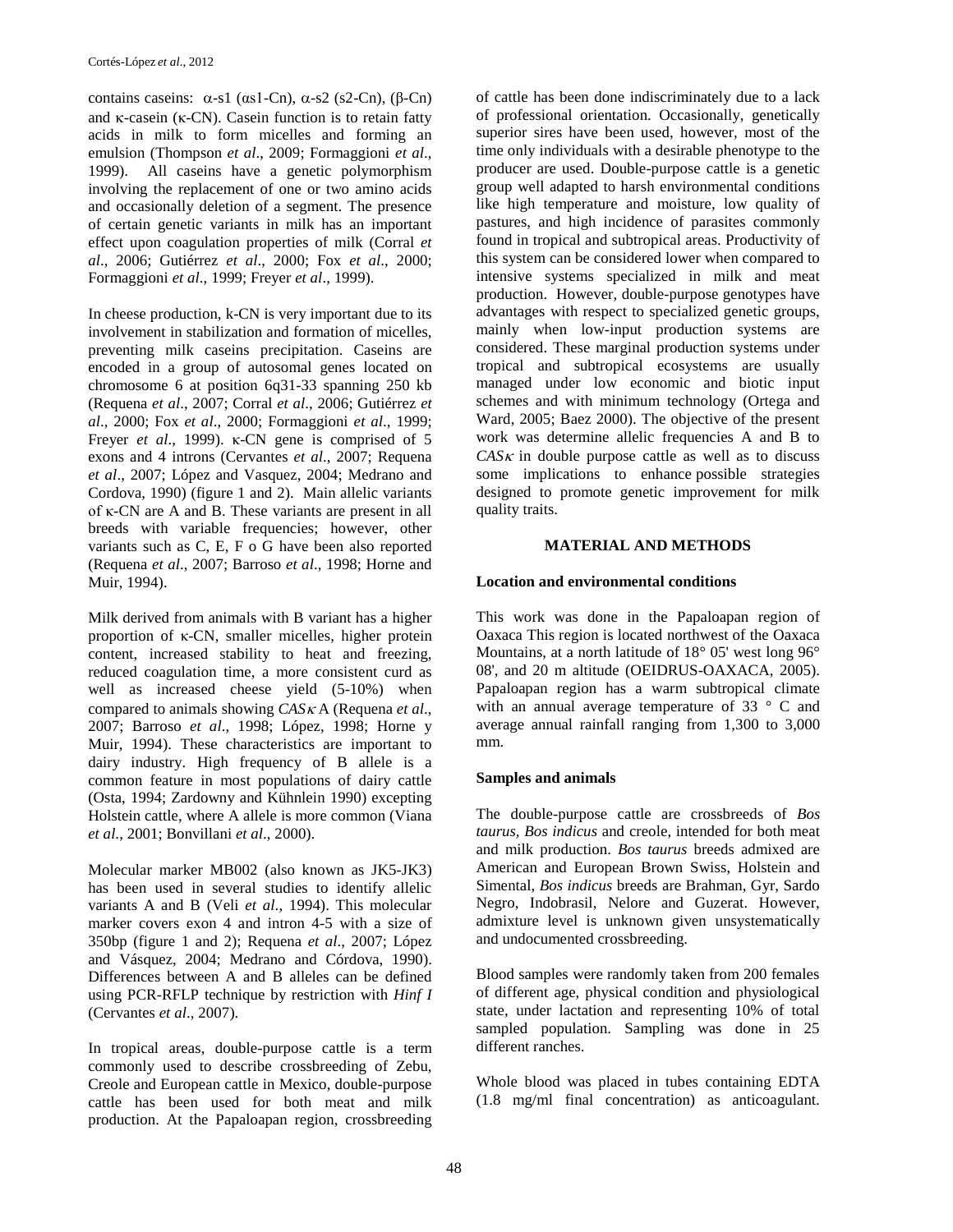contains caseins: α-s1 (αs1-Cn), α-s2 (s2-Cn), (β-Cn) and κ-casein (κ-CN). Casein function is to retain fatty acids in milk to form micelles and forming an emulsion (Thompson *et al*., 2009; Formaggioni *et al*., 1999). All caseins have a genetic polymorphism involving the replacement of one or two amino acids and occasionally deletion of a segment. The presence of certain genetic variants in milk has an important effect upon coagulation properties of milk (Corral *et al*., 2006; Gutiérrez *et al*., 2000; Fox *et al*., 2000; Formaggioni *et al*., 1999; Freyer *et al*., 1999).

In cheese production, k-CN is very important due to its involvement in stabilization and formation of micelles, preventing milk caseins precipitation. Caseins are encoded in a group of autosomal genes located on chromosome 6 at position 6q31-33 spanning 250 kb (Requena *et al*., 2007; Corral *et al*., 2006; Gutiérrez *et al*., 2000; Fox *et al*., 2000; Formaggioni *et al*., 1999; Freyer *et al*., 1999). κ-CN gene is comprised of 5 exons and 4 introns (Cervantes *et al*., 2007; Requena *et al*., 2007; López and Vasquez, 2004; Medrano and Cordova, 1990) (figure 1 and 2). Main allelic variants of κ-CN are A and B. These variants are present in all breeds with variable frequencies; however, other variants such as C, E, F o G have been also reported (Requena *et al*., 2007; Barroso *et al*., 1998; Horne and Muir, 1994).

Milk derived from animals with B variant has a higher proportion of κ-CN, smaller micelles, higher protein content, increased stability to heat and freezing, reduced coagulation time, a more consistent curd as well as increased cheese yield (5-10%) when compared to animals showing *CASκ* A (Requena *et al*., 2007; Barroso *et al*., 1998; López, 1998; Horne y Muir, 1994). These characteristics are important to dairy industry. High frequency of B allele is a common feature in most populations of dairy cattle (Osta, 1994; Zardowny and Kühnlein 1990) excepting Holstein cattle, where A allele is more common (Viana *et al*., 2001; Bonvillani *et al*., 2000).

Molecular marker MB002 (also known as JK5-JK3) has been used in several studies to identify allelic variants A and B (Veli *et al*., 1994). This molecular marker covers exon 4 and intron 4-5 with a size of 350bp (figure 1 and 2); Requena *et al*., 2007; López and Vásquez, 2004; Medrano and Córdova, 1990). Differences between A and B alleles can be defined using PCR-RFLP technique by restriction with *Hinf I* (Cervantes *et al*., 2007).

In tropical areas, double-purpose cattle is a term commonly used to describe crossbreeding of Zebu, Creole and European cattle in Mexico, double-purpose cattle has been used for both meat and milk production. At the Papaloapan region, crossbreeding of cattle has been done indiscriminately due to a lack of professional orientation. Occasionally, genetically superior sires have been used, however, most of the time only individuals with a desirable phenotype to the producer are used. Double-purpose cattle is a genetic group well adapted to harsh environmental conditions like high temperature and moisture, low quality of pastures, and high incidence of parasites commonly found in tropical and subtropical areas. Productivity of this system can be considered lower when compared to intensive systems specialized in milk and meat production. However, double-purpose genotypes have advantages with respect to specialized genetic groups, mainly when low-input production systems are considered. These marginal production systems under tropical and subtropical ecosystems are usually managed under low economic and biotic input schemes and with minimum technology (Ortega and Ward, 2005; Baez 2000). The objective of the present work was determine allelic frequencies A and B to *CASκ* in double purpose cattle as well as to discuss some implications to enhance possible strategies designed to promote genetic improvement for milk quality traits.

## MATERIAL AND METHODS

### Location and environmental conditions

This work was done in the Papaloapan region of Oaxaca This region is located northwest of the Oaxaca Mountains, at a north latitude of 18° 05' west long 96° 08', and 20 m altitude (OEIDRUS-OAXACA, 2005). Papaloapan region has a warm subtropical climate with an annual average temperature of 33 ° C and average annual rainfall ranging from 1,300 to 3,000 mm.

### Samples and animals

The double-purpose cattle are crossbreeds of *Bos taurus*, *Bos indicus* and creole, intended for both meat and milk production. *Bos taurus* breeds admixed are American and European Brown Swiss, Holstein and Simental, *Bos indicus* breeds are Brahman, Gyr, Sardo Negro, Indobrasil, Nelore and Guzerat. However, admixture level is unknown given unsystematically and undocumented crossbreeding.

Blood samples were randomly taken from 200 females of different age, physical condition and physiological state, under lactation and representing 10% of total sampled population. Sampling was done in 25 different ranches.

Whole blood was placed in tubes containing EDTA (1.8 mg/ml final concentration) as anticoagulant.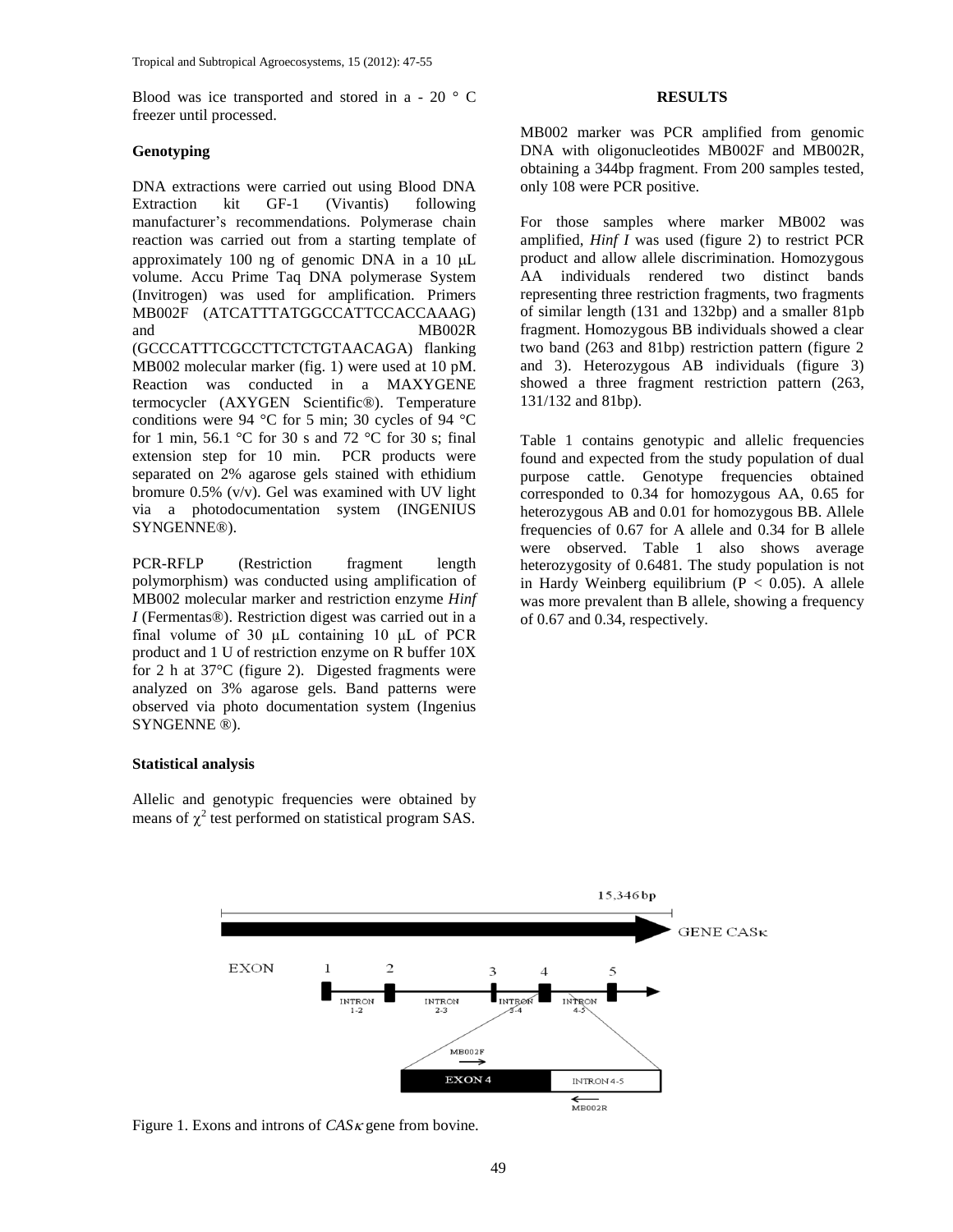Blood was ice transported and stored in a - 20 ° C freezer until processed.

### Genotyping

DNA extractions were carried out using Blood DNA Extraction kit GF-1 (Vivantis) following manufacturer's recommendations. Polymerase chain reaction was carried out from a starting template of approximately 100 ng of genomic DNA in a 10 μL volume. Accu Prime Taq DNA polymerase System (Invitrogen) was used for amplification. Primers MB002F (ATCATTTATGGCCATTCCACCAAAG) and MB002R (GCCCATTTCGCCTTCTCTGTAACAGA) flanking MB002 molecular marker (fig. 1) were used at 10 pM. Reaction was conducted in a MAXYGENE termocycler (AXYGEN Scientific®). Temperature conditions were 94 °C for 5 min; 30 cycles of 94 °C for 1 min, 56.1 °C for 30 s and 72 °C for 30 s; final extension step for 10 min. PCR products were separated on 2% agarose gels stained with ethidium bromure 0.5% (v/v). Gel was examined with UV light via a photodocumentation system (INGENIUS SYNGENNE®).

PCR-RFLP (Restriction fragment length polymorphism) was conducted using amplification of MB002 molecular marker and restriction enzyme *Hinf I* (Fermentas®). Restriction digest was carried out in a final volume of 30 μL containing 10 μL of PCR product and 1 U of restriction enzyme on R buffer 10X for 2 h at 37°C (figure 2). Digested fragments were analyzed on 3% agarose gels. Band patterns were observed via photo documentation system (Ingenius SYNGENNE ®).

### Statistical analysis

Allelic and genotypic frequencies were obtained by means of $\chi^2$ test performed on statistical program SAS.

## RESULTS

MB002 marker was PCR amplified from genomic DNA with oligonucleotides MB002F and MB002R, obtaining a 344bp fragment. From 200 samples tested, only 108 were PCR positive.

For those samples where marker MB002 was amplified, *Hinf I* was used (figure 2) to restrict PCR product and allow allele discrimination. Homozygous AA individuals rendered two distinct bands representing three restriction fragments, two fragments of similar length (131 and 132bp) and a smaller 81pb fragment. Homozygous BB individuals showed a clear two band (263 and 81bp) restriction pattern (figure 2 and 3). Heterozygous AB individuals (figure 3) showed a three fragment restriction pattern (263, 131/132 and 81bp).

Table 1 contains genotypic and allelic frequencies found and expected from the study population of dual purpose cattle. Genotype frequencies obtained corresponded to 0.34 for homozygous AA, 0.65 for heterozygous AB and 0.01 for homozygous BB. Allele frequencies of 0.67 for A allele and 0.34 for B allele were observed. Table 1 also shows average heterozygosity of 0.6481. The study population is not in Hardy Weinberg equilibrium ($P < 0.05$). A allele was more prevalent than B allele, showing a frequency of 0.67 and 0.34, respectively.

Figure 1. Exons and introns of *CASκ* gene from bovine.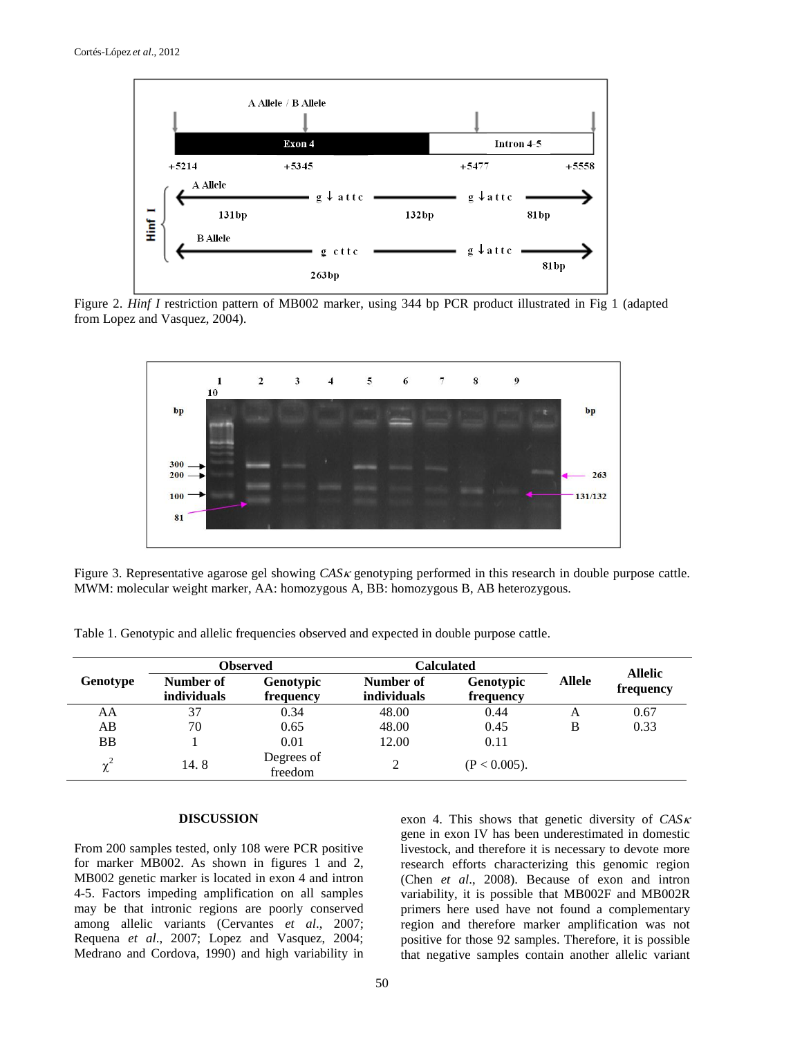Figure 2. *Hinf I* restriction pattern of MB002 marker, using 344 bp PCR product illustrated in Fig 1 (adapted from Lopez and Vasquez, 2004).

Figure 3. Representative agarose gel showing *CASκ* genotyping performed in this research in double purpose cattle. MWM: molecular weight marker, AA: homozygous A, BB: homozygous B, AB heterozygous.

Table 1. Genotypic and allelic frequencies observed and expected in double purpose cattle.

| Genotype | Observed | | Calculated | | Allele | Allelic frequency |
|---|---|---|---|---|---|---|
| | Number of individuals | Genotypic frequency | Number of individuals | Genotypic frequency | | |
| AA | 37 | 0.34 | 48.00 | 0.44 | A | 0.67 |
| AB | 70 | 0.65 | 48.00 | 0.45 | B | 0.33 |
| BB | 1 | 0.01 | 12.00 | 0.11 | | |
| $\chi^2$ | 14. 8 | Degrees of freedom | 2 | (P < 0.005). | | |

## DISCUSSION

From 200 samples tested, only 108 were PCR positive for marker MB002. As shown in figures 1 and 2, MB002 genetic marker is located in exon 4 and intron 4-5. Factors impeding amplification on all samples may be that intronic regions are poorly conserved among allelic variants (Cervantes *et al*., 2007; Requena *et al*., 2007; Lopez and Vasquez, 2004; Medrano and Cordova, 1990) and high variability in exon 4. This shows that genetic diversity of *CASκ* gene in exon IV has been underestimated in domestic livestock, and therefore it is necessary to devote more research efforts characterizing this genomic region (Chen *et al*., 2008). Because of exon and intron variability, it is possible that MB002F and MB002R primers here used have not found a complementary region and therefore marker amplification was not positive for those 92 samples. Therefore, it is possible that negative samples contain another allelic variant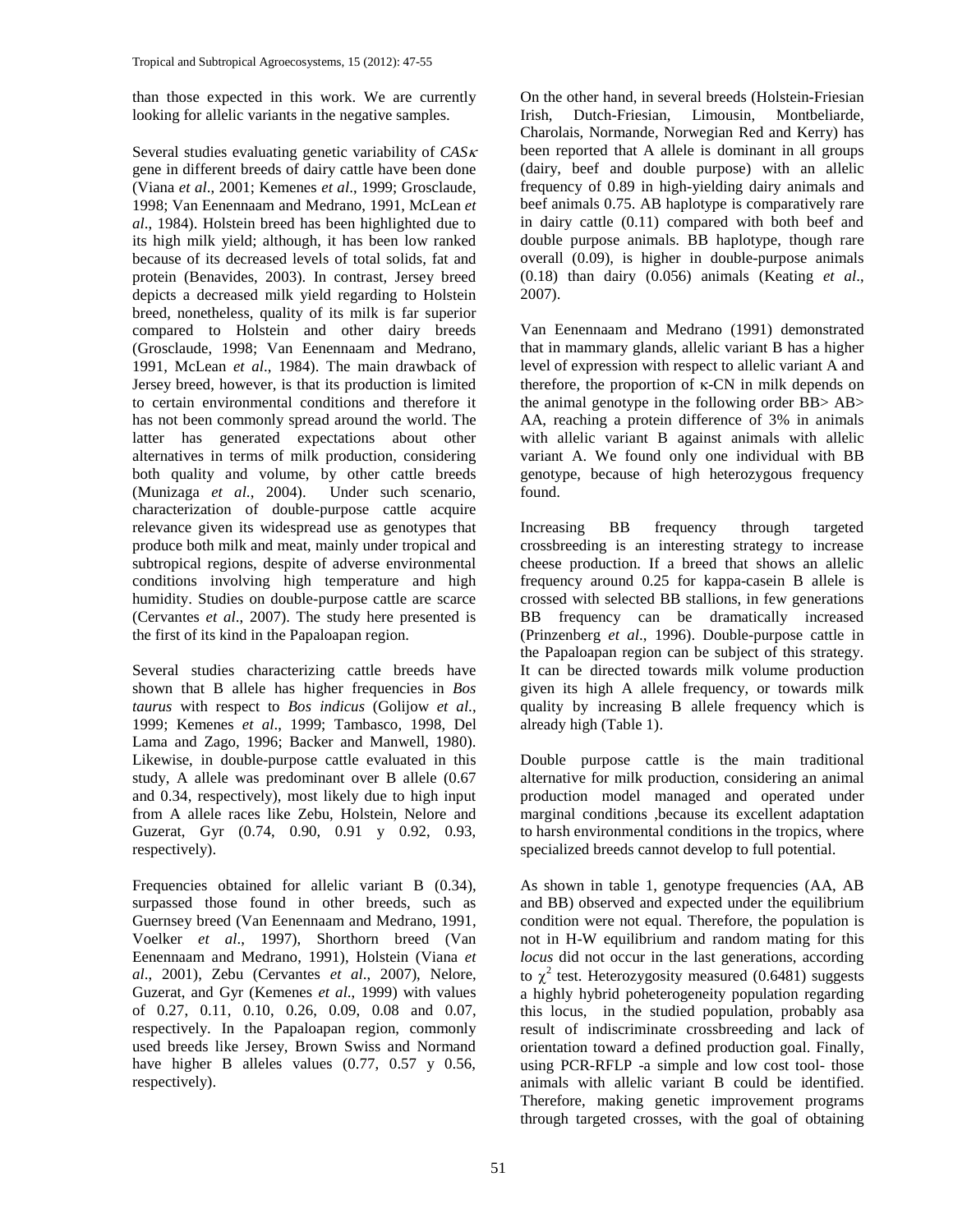than those expected in this work. We are currently looking for allelic variants in the negative samples.

Several studies evaluating genetic variability of *CASκ* gene in different breeds of dairy cattle have been done (Viana *et al*., 2001; Kemenes *et al*., 1999; Grosclaude, 1998; Van Eenennaam and Medrano, 1991, McLean *et al*., 1984). Holstein breed has been highlighted due to its high milk yield; although, it has been low ranked because of its decreased levels of total solids, fat and protein (Benavides, 2003). In contrast, Jersey breed depicts a decreased milk yield regarding to Holstein breed, nonetheless, quality of its milk is far superior compared to Holstein and other dairy breeds (Grosclaude, 1998; Van Eenennaam and Medrano, 1991, McLean *et al*., 1984). The main drawback of Jersey breed, however, is that its production is limited to certain environmental conditions and therefore it has not been commonly spread around the world. The latter has generated expectations about other alternatives in terms of milk production, considering both quality and volume, by other cattle breeds (Munizaga *et al*., 2004). Under such scenario, characterization of double-purpose cattle acquire relevance given its widespread use as genotypes that produce both milk and meat, mainly under tropical and subtropical regions, despite of adverse environmental conditions involving high temperature and high humidity. Studies on double-purpose cattle are scarce (Cervantes *et al*., 2007). The study here presented is the first of its kind in the Papaloapan region.

Several studies characterizing cattle breeds have shown that B allele has higher frequencies in *Bos taurus* with respect to *Bos indicus* (Golijow *et al*., 1999; Kemenes *et al*., 1999; Tambasco, 1998, Del Lama and Zago, 1996; Backer and Manwell, 1980). Likewise, in double-purpose cattle evaluated in this study, A allele was predominant over B allele (0.67 and 0.34, respectively), most likely due to high input from A allele races like Zebu, Holstein, Nelore and Guzerat, Gyr (0.74, 0.90, 0.91 y 0.92, 0.93, respectively).

Frequencies obtained for allelic variant B (0.34), surpassed those found in other breeds, such as Guernsey breed (Van Eenennaam and Medrano, 1991, Voelker *et al*., 1997), Shorthorn breed (Van Eenennaam and Medrano, 1991), Holstein (Viana *et al*., 2001), Zebu (Cervantes *et al*., 2007), Nelore, Guzerat, and Gyr (Kemenes *et al*., 1999) with values of 0.27, 0.11, 0.10, 0.26, 0.09, 0.08 and 0.07, respectively. In the Papaloapan region, commonly used breeds like Jersey, Brown Swiss and Normand have higher B alleles values (0.77, 0.57 y 0.56, respectively).

On the other hand, in several breeds (Holstein-Friesian Irish, Dutch-Friesian, Limousin, Montbeliarde, Charolais, Normande, Norwegian Red and Kerry) has been reported that A allele is dominant in all groups (dairy, beef and double purpose) with an allelic frequency of 0.89 in high-yielding dairy animals and beef animals 0.75. AB haplotype is comparatively rare in dairy cattle (0.11) compared with both beef and double purpose animals. BB haplotype, though rare overall (0.09), is higher in double-purpose animals (0.18) than dairy (0.056) animals (Keating *et al*., 2007).

Van Eenennaam and Medrano (1991) demonstrated that in mammary glands, allelic variant B has a higher level of expression with respect to allelic variant A and therefore, the proportion of κ-CN in milk depends on the animal genotype in the following order BB> AB> AA, reaching a protein difference of 3% in animals with allelic variant B against animals with allelic variant A. We found only one individual with BB genotype, because of high heterozygous frequency found.

Increasing BB frequency through targeted crossbreeding is an interesting strategy to increase cheese production. If a breed that shows an allelic frequency around 0.25 for kappa-casein B allele is crossed with selected BB stallions, in few generations BB frequency can be dramatically increased (Prinzenberg *et al*., 1996). Double-purpose cattle in the Papaloapan region can be subject of this strategy. It can be directed towards milk volume production given its high A allele frequency, or towards milk quality by increasing B allele frequency which is already high (Table 1).

Double purpose cattle is the main traditional alternative for milk production, considering an animal production model managed and operated under marginal conditions ,because its excellent adaptation to harsh environmental conditions in the tropics, where specialized breeds cannot develop to full potential.

As shown in table 1, genotype frequencies (AA, AB and BB) observed and expected under the equilibrium condition were not equal. Therefore, the population is not in H-W equilibrium and random mating for this *locus* did not occur in the last generations, according to $\chi^2$ test. Heterozygosity measured (0.6481) suggests a highly hybrid poheterogeneity population regarding this locus, in the studied population, probably asa result of indiscriminate crossbreeding and lack of orientation toward a defined production goal. Finally, using PCR-RFLP -a simple and low cost tool- those animals with allelic variant B could be identified. Therefore, making genetic improvement programs through targeted crosses, with the goal of obtaining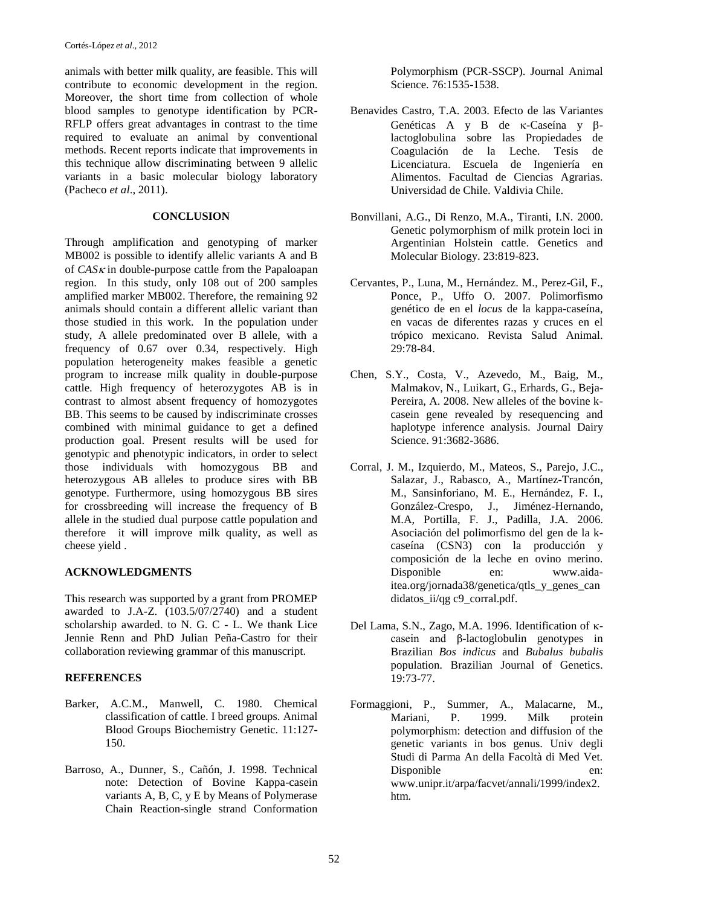animals with better milk quality, are feasible. This will contribute to economic development in the region. Moreover, the short time from collection of whole blood samples to genotype identification by PCR-RFLP offers great advantages in contrast to the time required to evaluate an animal by conventional methods. Recent reports indicate that improvements in this technique allow discriminating between 9 allelic variants in a basic molecular biology laboratory (Pacheco *et al*., 2011).

## CONCLUSION

Through amplification and genotyping of marker MB002 is possible to identify allelic variants A and B of *CASκ* in double-purpose cattle from the Papaloapan region. In this study, only 108 out of 200 samples amplified marker MB002. Therefore, the remaining 92 animals should contain a different allelic variant than those studied in this work. In the population under study, A allele predominated over B allele, with a frequency of 0.67 over 0.34, respectively. High population heterogeneity makes feasible a genetic program to increase milk quality in double-purpose cattle. High frequency of heterozygotes AB is in contrast to almost absent frequency of homozygotes BB. This seems to be caused by indiscriminate crosses combined with minimal guidance to get a defined production goal. Present results will be used for genotypic and phenotypic indicators, in order to select those individuals with homozygous BB and heterozygous AB alleles to produce sires with BB genotype. Furthermore, using homozygous BB sires for crossbreeding will increase the frequency of B allele in the studied dual purpose cattle population and therefore it will improve milk quality, as well as cheese yield .

## ACKNOWLEDGMENTS

This research was supported by a grant from PROMEP awarded to J.A-Z. (103.5/07/2740) and a student scholarship awarded. to N. G. C - L. We thank Lice Jennie Renn and PhD Julian Peña-Castro for their collaboration reviewing grammar of this manuscript.

## REFERENCES

Barker, A.C.M., Manwell, C. 1980. Chemical classification of cattle. I breed groups. Animal Blood Groups Biochemistry Genetic. 11:127-150.

Barroso, A., Dunner, S., Cañón, J. 1998. Technical note: Detection of Bovine Kappa-casein variants A, B, C, y E by Means of Polymerase Chain Reaction-single strand Conformation Polymorphism (PCR-SSCP). Journal Animal Science. 76:1535-1538.

Benavides Castro, T.A. 2003. Efecto de las Variantes Genéticas A y B de κ-Caseína y β-lactoglobulina sobre las Propiedades de Coagulación de la Leche. Tesis de Licenciatura. Escuela de Ingeniería en Alimentos. Facultad de Ciencias Agrarias. Universidad de Chile. Valdivia Chile.

Bonvillani, A.G., Di Renzo, M.A., Tiranti, I.N. 2000. Genetic polymorphism of milk protein loci in Argentinian Holstein cattle. Genetics and Molecular Biology. 23:819-823.

Cervantes, P., Luna, M., Hernández. M., Perez-Gil, F., Ponce, P., Uffo O. 2007. Polimorfismo genético de en el *locus* de la kappa-caseína, en vacas de diferentes razas y cruces en el trópico mexicano. Revista Salud Animal. 29:78-84.

Chen, S.Y., Costa, V., Azevedo, M., Baig, M., Malmakov, N., Luikart, G., Erhards, G., Beja-Pereira, A. 2008. New alleles of the bovine k-casein gene revealed by resequencing and haplotype inference analysis. Journal Dairy Science. 91:3682-3686.

Corral, J. M., Izquierdo, M., Mateos, S., Parejo, J.C., Salazar, J., Rabasco, A., Martínez-Trancón, M., Sansinforiano, M. E., Hernández, F. I., González-Crespo, J., Jiménez-Hernando, M.A, Portilla, F. J., Padilla, J.A. 2006. Asociación del polimorfismo del gen de la k-caseína (CSN3) con la producción y composición de la leche en ovino merino. Disponible en: www.aida-itea.org/jornada38/genetica/qtls_y_genes_candidatos_ii/qg c9_corral.pdf.

Del Lama, S.N., Zago, M.A. 1996. Identification of κ-casein and β-lactoglobulin genotypes in Brazilian *Bos indicus* and *Bubalus bubalis* population. Brazilian Journal of Genetics. 19:73-77.

Formaggioni, P., Summer, A., Malacarne, M., Mariani, P. 1999. Milk protein polymorphism: detection and diffusion of the genetic variants in bos genus. Univ degli Studi di Parma An della Facoltà di Med Vet. Disponible en: www.unipr.it/arpa/facvet/annali/1999/index2.htm.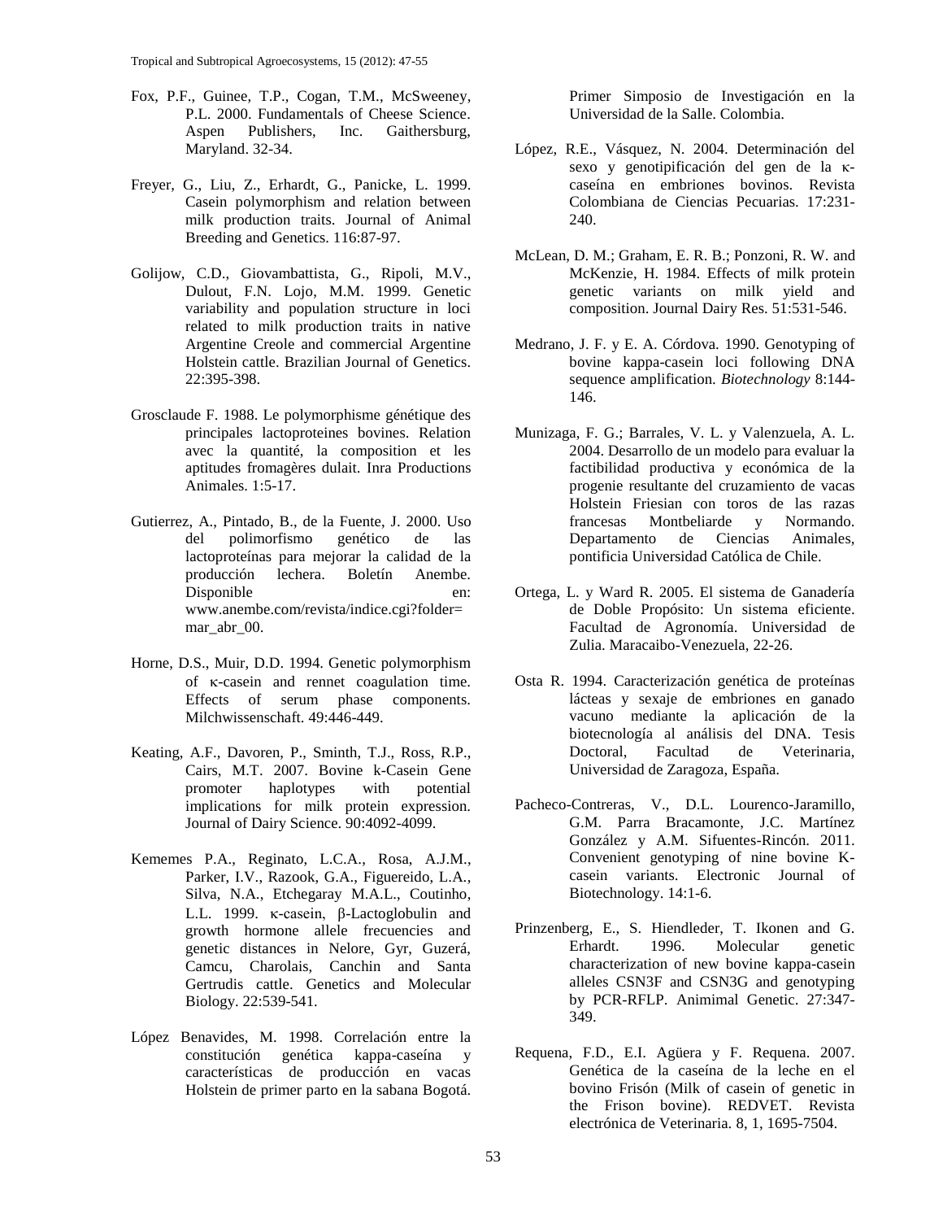Fox, P.F., Guinee, T.P., Cogan, T.M., McSweeney, P.L. 2000. Fundamentals of Cheese Science. Aspen Publishers, Inc. Gaithersburg, Maryland. 32-34.

Freyer, G., Liu, Z., Erhardt, G., Panicke, L. 1999. Casein polymorphism and relation between milk production traits. Journal of Animal Breeding and Genetics. 116:87-97.

Golijow, C.D., Giovambattista, G., Ripoli, M.V., Dulout, F.N. Lojo, M.M. 1999. Genetic variability and population structure in loci related to milk production traits in native Argentine Creole and commercial Argentine Holstein cattle. Brazilian Journal of Genetics. 22:395-398.

Grosclaude F. 1988. Le polymorphisme génétique des principales lactoproteines bovines. Relation avec la quantité, la composition et les aptitudes fromagères dulait. Inra Productions Animales. 1:5-17.

Gutierrez, A., Pintado, B., de la Fuente, J. 2000. Uso del polimorfismo genético de las lactoproteínas para mejorar la calidad de la producción lechera. Boletín Anembe. Disponible en: www.anembe.com/revista/indice.cgi?folder=mar_abr_00.

Horne, D.S., Muir, D.D. 1994. Genetic polymorphism of κ-casein and rennet coagulation time. Effects of serum phase components. Milchwissenschaft. 49:446-449.

Keating, A.F., Davoren, P., Sminth, T.J., Ross, R.P., Cairs, M.T. 2007. Bovine k-Casein Gene promoter haplotypes with potential implications for milk protein expression. Journal of Dairy Science. 90:4092-4099.

Kememes P.A., Reginato, L.C.A., Rosa, A.J.M., Parker, I.V., Razook, G.A., Figuereido, L.A., Silva, N.A., Etchegaray M.A.L., Coutinho, L.L. 1999. κ-casein, β-Lactoglobulin and growth hormone allele frecuencies and genetic distances in Nelore, Gyr, Guzerá, Camcu, Charolais, Canchin and Santa Gertrudis cattle. Genetics and Molecular Biology. 22:539-541.

López Benavides, M. 1998. Correlación entre la constitución genética kappa-caseína y características de producción en vacas Holstein de primer parto en la sabana Bogotá. Primer Simposio de Investigación en la Universidad de la Salle. Colombia.

López, R.E., Vásquez, N. 2004. Determinación del sexo y genotipificación del gen de la κ-caseína en embriones bovinos. Revista Colombiana de Ciencias Pecuarias. 17:231-240.

McLean, D. M.; Graham, E. R. B.; Ponzoni, R. W. and McKenzie, H. 1984. Effects of milk protein genetic variants on milk yield and composition. Journal Dairy Res. 51:531-546.

Medrano, J. F. y E. A. Córdova. 1990. Genotyping of bovine kappa-casein loci following DNA sequence amplification. *Biotechnology* 8:144-146.

Munizaga, F. G.; Barrales, V. L. y Valenzuela, A. L. 2004. Desarrollo de un modelo para evaluar la factibilidad productiva y económica de la progenie resultante del cruzamiento de vacas Holstein Friesian con toros de las razas francesas Montbeliarde y Normando. Departamento de Ciencias Animales, pontificia Universidad Católica de Chile.

Ortega, L. y Ward R. 2005. El sistema de Ganadería de Doble Propósito: Un sistema eficiente. Facultad de Agronomía. Universidad de Zulia. Maracaibo-Venezuela, 22-26.

Osta R. 1994. Caracterización genética de proteínas lácteas y sexaje de embriones en ganado vacuno mediante la aplicación de la biotecnología al análisis del DNA. Tesis Doctoral, Facultad de Veterinaria, Universidad de Zaragoza, España.

Pacheco-Contreras, V., D.L. Lourenco-Jaramillo, G.M. Parra Bracamonte, J.C. Martínez González y A.M. Sifuentes-Rincón. 2011. Convenient genotyping of nine bovine K-casein variants. Electronic Journal of Biotechnology. 14:1-6.

Prinzenberg, E., S. Hiendleder, T. Ikonen and G. Erhardt. 1996. Molecular genetic characterization of new bovine kappa-casein alleles CSN3F and CSN3G and genotyping by PCR-RFLP. Animimal Genetic. 27:347-349.

Requena, F.D., E.I. Agüera y F. Requena. 2007. Genética de la caseína de la leche en el bovino Frisón (Milk of casein of genetic in the Frison bovine). REDVET. Revista electrónica de Veterinaria. 8, 1, 1695-7504.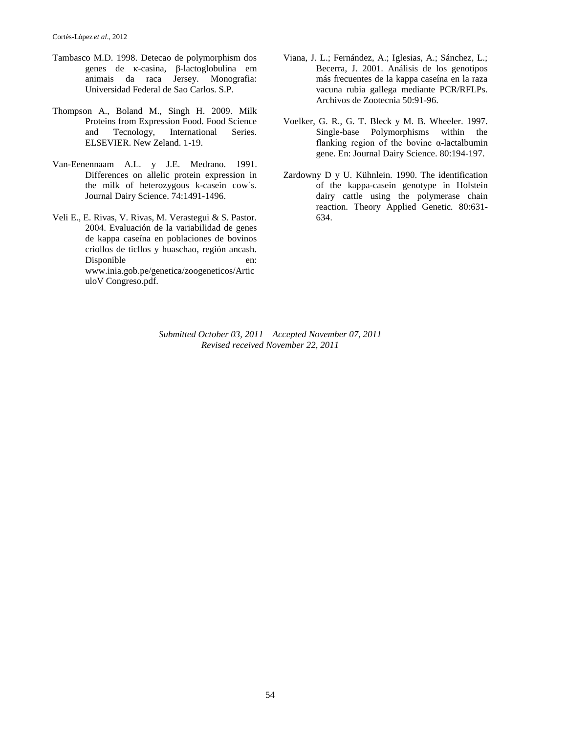Tambasco M.D. 1998. Detecao de polymorphism dos genes de κ-casina, β-lactoglobulina em animais da raca Jersey. Monografia: Universidad Federal de Sao Carlos. S.P.

Thompson A., Boland M., Singh H. 2009. Milk Proteins from Expression Food. Food Science and Tecnology, International Series. ELSEVIER. New Zeland. 1-19.

Van-Eenennaam A.L. y J.E. Medrano. 1991. Differences on allelic protein expression in the milk of heterozygous k-casein cow´s. Journal Dairy Science. 74:1491-1496.

Veli E., E. Rivas, V. Rivas, M. Verastegui & S. Pastor. 2004. Evaluación de la variabilidad de genes de kappa caseína en poblaciones de bovinos criollos de ticllos y huaschao, región ancash. Disponible en: www.inia.gob.pe/genetica/zoogeneticos/ArticuloV Congreso.pdf.

Viana, J. L.; Fernández, A.; Iglesias, A.; Sánchez, L.; Becerra, J. 2001. Análisis de los genotipos más frecuentes de la kappa caseína en la raza vacuna rubia gallega mediante PCR/RFLPs. Archivos de Zootecnia 50:91-96.

Voelker, G. R., G. T. Bleck y M. B. Wheeler. 1997. Single-base Polymorphisms within the flanking region of the bovine α-lactalbumin gene. En: Journal Dairy Science. 80:194-197.

Zardowny D y U. Kühnlein. 1990. The identification of the kappa-casein genotype in Holstein dairy cattle using the polymerase chain reaction. Theory Applied Genetic. 80:631-634.

*Submitted October 03, 2011 – Accepted November 07, 2011*
*Revised received November 22, 2011*